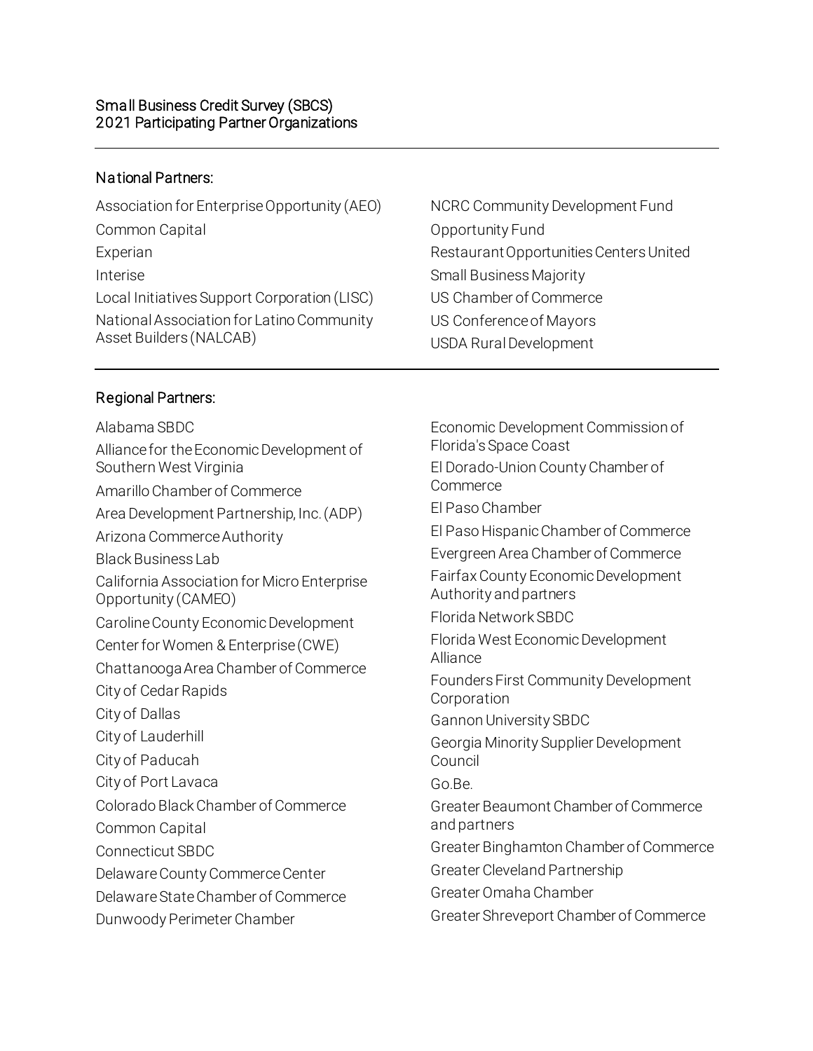# Small Business Credit Survey (SBCS)
## 2021 Participating Partner Organizations

### National Partners:

- Association for Enterprise Opportunity (AEO)
- Common Capital
- Experian
- Interise
- Local Initiatives Support Corporation (LISC)
- National Association for Latino Community Asset Builders (NALCAB)
- NCRC Community Development Fund
- Opportunity Fund
- Restaurant Opportunities Centers United
- Small Business Majority
- US Chamber of Commerce
- US Conference of Mayors
- USDA Rural Development

### Regional Partners:

- Alabama SBDC
- Alliance for the Economic Development of Southern West Virginia
- Amarillo Chamber of Commerce
- Area Development Partnership, Inc. (ADP)
- Arizona Commerce Authority
- Black Business Lab
- California Association for Micro Enterprise Opportunity (CAMEO)
- Caroline County Economic Development
- Center for Women & Enterprise (CWE)
- Chattanooga Area Chamber of Commerce
- City of Cedar Rapids
- City of Dallas
- City of Lauderhill
- City of Paducah
- City of Port Lavaca
- Colorado Black Chamber of Commerce
- Common Capital
- Connecticut SBDC
- Delaware County Commerce Center
- Delaware State Chamber of Commerce
- Dunwoody Perimeter Chamber
- Economic Development Commission of Florida's Space Coast
- El Dorado-Union County Chamber of Commerce
- El Paso Chamber
- El Paso Hispanic Chamber of Commerce
- Evergreen Area Chamber of Commerce
- Fairfax County Economic Development Authority and partners
- Florida Network SBDC
- Florida West Economic Development Alliance
- Founders First Community Development Corporation
- Gannon University SBDC
- Georgia Minority Supplier Development Council
- Go.Be.
- Greater Beaumont Chamber of Commerce and partners
- Greater Binghamton Chamber of Commerce
- Greater Cleveland Partnership
- Greater Omaha Chamber
- Greater Shreveport Chamber of Commerce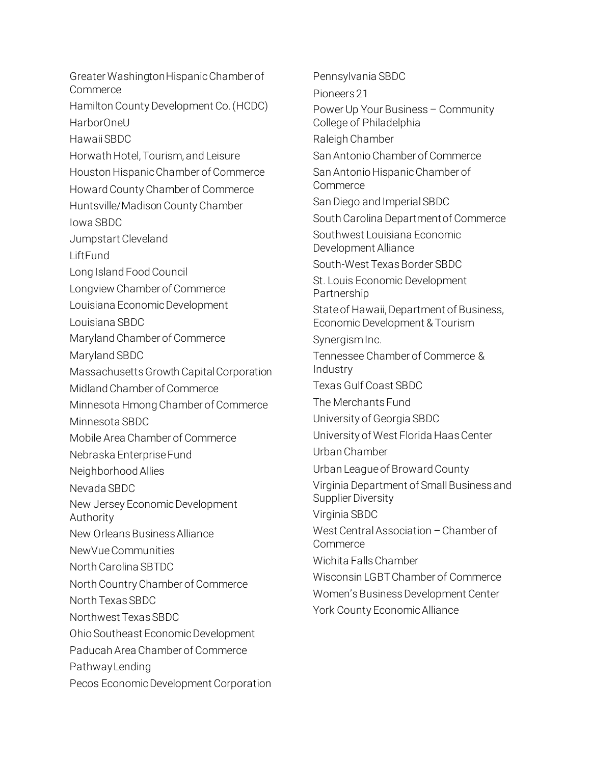Greater Washington Hispanic Chamber of Commerce

Hamilton County Development Co. (HCDC)

HarborOneU

Hawaii SBDC

Horwath Hotel, Tourism, and Leisure

Houston Hispanic Chamber of Commerce

Howard County Chamber of Commerce

Huntsville/Madison County Chamber

Iowa SBDC

Jumpstart Cleveland

LiftFund

Long Island Food Council

Longview Chamber of Commerce

Louisiana Economic Development

Louisiana SBDC

Maryland Chamber of Commerce

Maryland SBDC

Massachusetts Growth Capital Corporation

Midland Chamber of Commerce

Minnesota Hmong Chamber of Commerce

Minnesota SBDC

Mobile Area Chamber of Commerce

Nebraska Enterprise Fund

Neighborhood Allies

Nevada SBDC

New Jersey Economic Development Authority

New Orleans Business Alliance

NewVue Communities

North Carolina SBTDC

North Country Chamber of Commerce

North Texas SBDC

Northwest Texas SBDC

Ohio Southeast Economic Development

Paducah Area Chamber of Commerce

Pathway Lending

Pecos Economic Development Corporation

Pennsylvania SBDC

Pioneers 21

Power Up Your Business – Community College of Philadelphia

Raleigh Chamber

San Antonio Chamber of Commerce

San Antonio Hispanic Chamber of Commerce

San Diego and Imperial SBDC

South Carolina Department of Commerce

Southwest Louisiana Economic Development Alliance

South-West Texas Border SBDC

St. Louis Economic Development Partnership

State of Hawaii, Department of Business, Economic Development & Tourism

Synergism Inc.

Tennessee Chamber of Commerce & Industry

Texas Gulf Coast SBDC

The Merchants Fund

University of Georgia SBDC

University of West Florida Haas Center

Urban Chamber

Urban League of Broward County

Virginia Department of Small Business and Supplier Diversity

Virginia SBDC

West Central Association – Chamber of Commerce

Wichita Falls Chamber

Wisconsin LGBT Chamber of Commerce

Women's Business Development Center

York County Economic Alliance